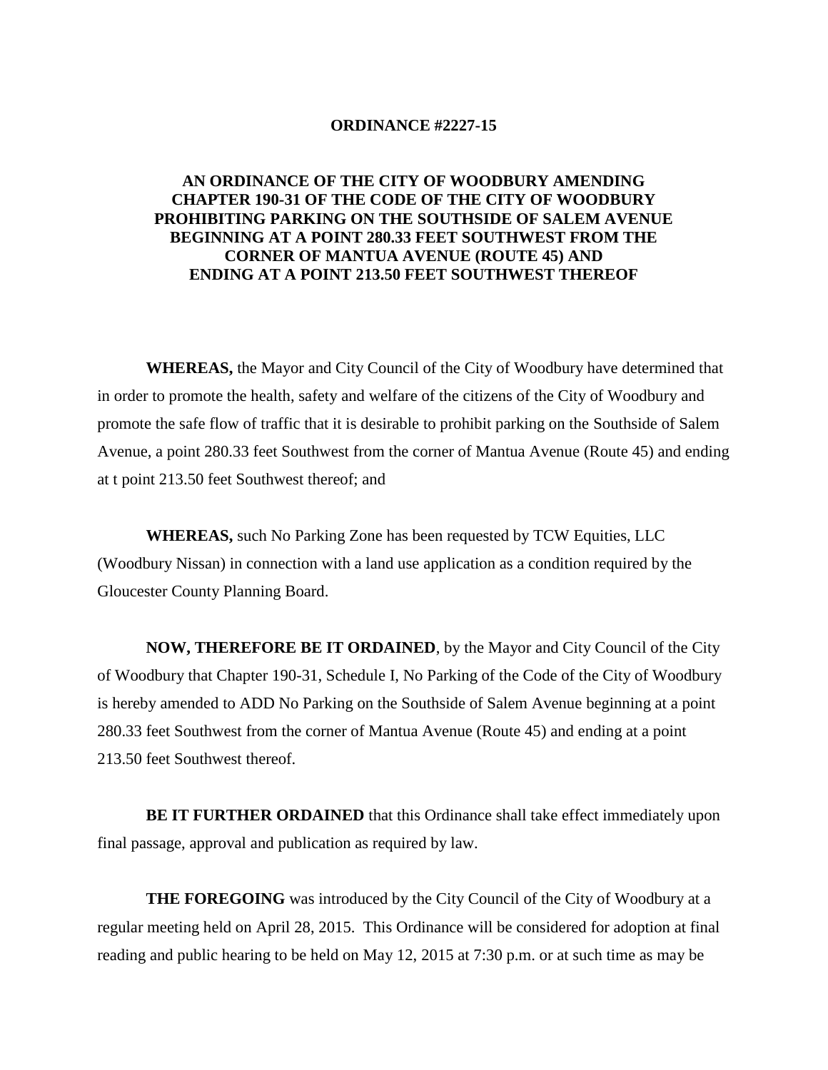**ORDINANCE #2227-15**

**AN ORDINANCE OF THE CITY OF WOODBURY AMENDING CHAPTER 190-31 OF THE CODE OF THE CITY OF WOODBURY PROHIBITING PARKING ON THE SOUTHSIDE OF SALEM AVENUE BEGINNING AT A POINT 280.33 FEET SOUTHWEST FROM THE CORNER OF MANTUA AVENUE (ROUTE 45) AND ENDING AT A POINT 213.50 FEET SOUTHWEST THEREOF**

**WHEREAS,** the Mayor and City Council of the City of Woodbury have determined that in order to promote the health, safety and welfare of the citizens of the City of Woodbury and promote the safe flow of traffic that it is desirable to prohibit parking on the Southside of Salem Avenue, a point 280.33 feet Southwest from the corner of Mantua Avenue (Route 45) and ending at t point 213.50 feet Southwest thereof; and

**WHEREAS,** such No Parking Zone has been requested by TCW Equities, LLC (Woodbury Nissan) in connection with a land use application as a condition required by the Gloucester County Planning Board.

**NOW, THEREFORE BE IT ORDAINED**, by the Mayor and City Council of the City of Woodbury that Chapter 190-31, Schedule I, No Parking of the Code of the City of Woodbury is hereby amended to ADD No Parking on the Southside of Salem Avenue beginning at a point 280.33 feet Southwest from the corner of Mantua Avenue (Route 45) and ending at a point 213.50 feet Southwest thereof.

**BE IT FURTHER ORDAINED** that this Ordinance shall take effect immediately upon final passage, approval and publication as required by law.

**THE FOREGOING** was introduced by the City Council of the City of Woodbury at a regular meeting held on April 28, 2015. This Ordinance will be considered for adoption at final reading and public hearing to be held on May 12, 2015 at 7:30 p.m. or at such time as may be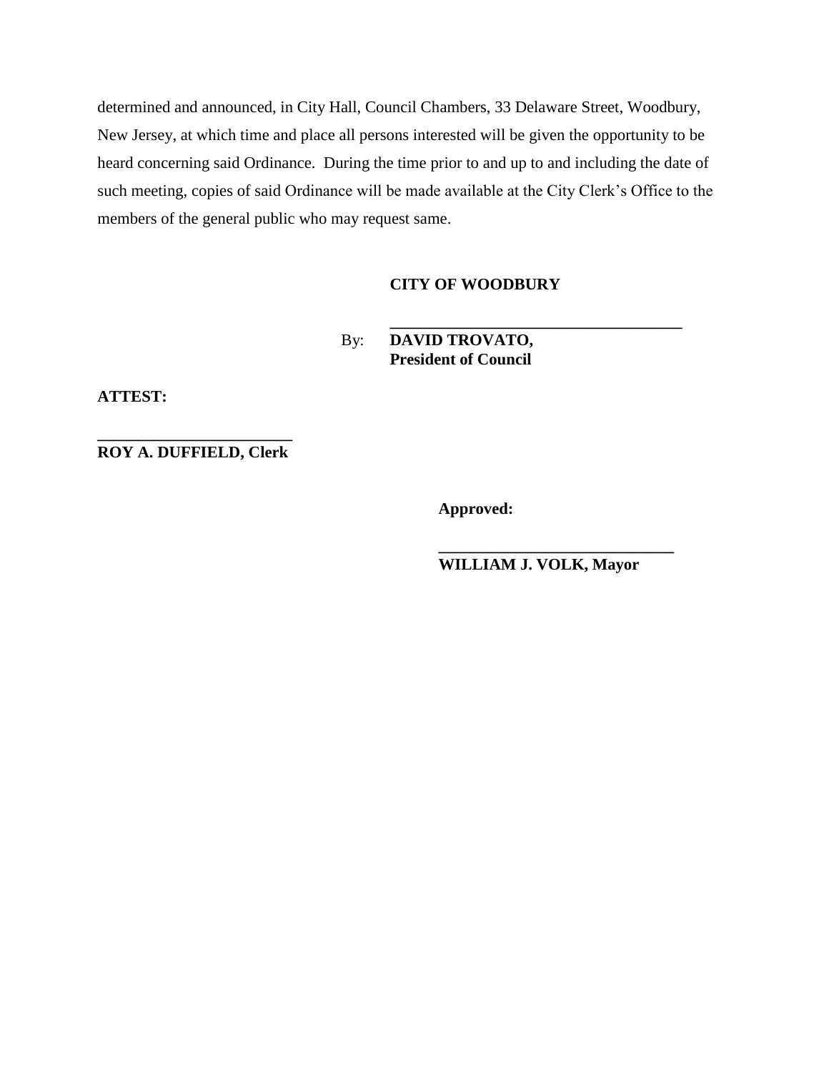determined and announced, in City Hall, Council Chambers, 33 Delaware Street, Woodbury, New Jersey, at which time and place all persons interested will be given the opportunity to be heard concerning said Ordinance. During the time prior to and up to and including the date of such meeting, copies of said Ordinance will be made available at the City Clerk's Office to the members of the general public who may request same.

**CITY OF WOODBURY**

By: ____________________________________
**DAVID TROVATO,**
**President of Council**

**ATTEST:**

________________________
**ROY A. DUFFIELD, Clerk**

**Approved:**

_____________________________
**WILLIAM J. VOLK, Mayor**